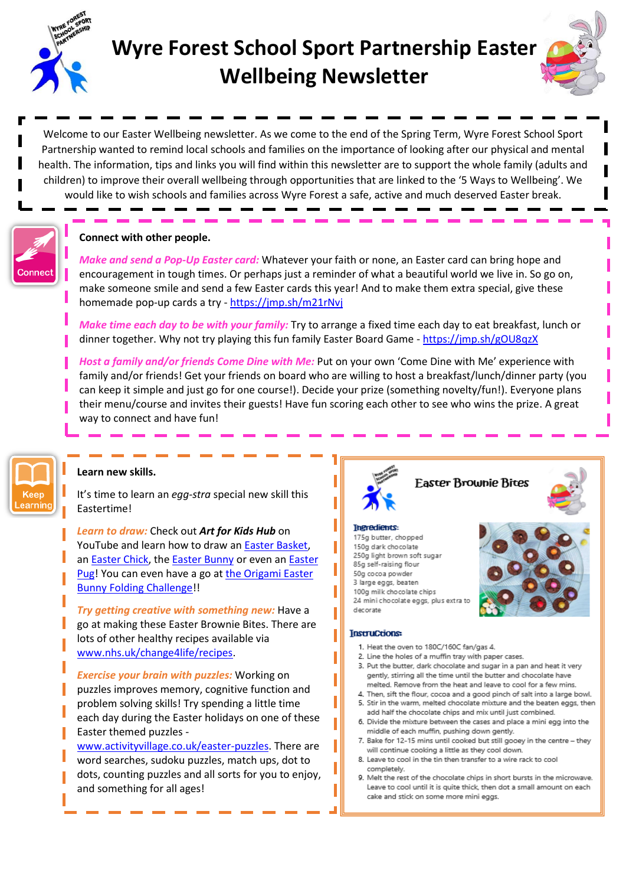# Wyre Forest School Sport Partnership Easter Wellbeing Newsletter

Welcome to our Easter Wellbeing newsletter. As we come to the end of the Spring Term, Wyre Forest School Sport Partnership wanted to remind local schools and families on the importance of looking after our physical and mental health. The information, tips and links you will find within this newsletter are to support the whole family (adults and children) to improve their overall wellbeing through opportunities that are linked to the '5 Ways to Wellbeing'. We would like to wish schools and families across Wyre Forest a safe, active and much deserved Easter break.

## Connect

**Connect with other people.**

*Make and send a Pop-Up Easter card:* Whatever your faith or none, an Easter card can bring hope and encouragement in tough times. Or perhaps just a reminder of what a beautiful world we live in. So go on, make someone smile and send a few Easter cards this year! And to make them extra special, give these homemade pop-up cards a try - https://jmp.sh/m21rNvj

*Make time each day to be with your family:* Try to arrange a fixed time each day to eat breakfast, lunch or dinner together. Why not try playing this fun family Easter Board Game - https://jmp.sh/gOU8qzX

*Host a family and/or friends Come Dine with Me:* Put on your own 'Come Dine with Me' experience with family and/or friends! Get your friends on board who are willing to host a breakfast/lunch/dinner party (you can keep it simple and just go for one course!). Decide your prize (something novelty/fun!). Everyone plans their menu/course and invites their guests! Have fun scoring each other to see who wins the prize. A great way to connect and have fun!

## Keep Learning

**Learn new skills.**

It's time to learn an *egg-stra* special new skill this Eastertime!

*Learn to draw:* Check out ***Art for Kids Hub*** on YouTube and learn how to draw an Easter Basket, an Easter Chick, the Easter Bunny or even an Easter Pug! You can even have a go at the Origami Easter Bunny Folding Challenge!!

*Try getting creative with something new:* Have a go at making these Easter Brownie Bites. There are lots of other healthy recipes available via www.nhs.uk/change4life/recipes.

*Exercise your brain with puzzles:* Working on puzzles improves memory, cognitive function and problem solving skills! Try spending a little time each day during the Easter holidays on one of these Easter themed puzzles - www.activityvillage.co.uk/easter-puzzles. There are word searches, sudoku puzzles, match ups, dot to dots, counting puzzles and all sorts for you to enjoy, and something for all ages!

### Easter Brownie Bites

**Ingredients:**

175g butter, chopped
150g dark chocolate
250g light brown soft sugar
85g self-raising flour
50g cocoa powder
3 large eggs, beaten
100g milk chocolate chips
24 mini chocolate eggs, plus extra to decorate

**Instructions:**

1. Heat the oven to 180C/160C fan/gas 4.
2. Line the holes of a muffin tray with paper cases.
3. Put the butter, dark chocolate and sugar in a pan and heat it very gently, stirring all the time until the butter and chocolate have melted. Remove from the heat and leave to cool for a few mins.
4. Then, sift the flour, cocoa and a good pinch of salt into a large bowl.
5. Stir in the warm, melted chocolate mixture and the beaten eggs, then add half the chocolate chips and mix until just combined.
6. Divide the mixture between the cases and place a mini egg into the middle of each muffin, pushing down gently.
7. Bake for 12-15 mins until cooked but still gooey in the centre – they will continue cooking a little as they cool down.
8. Leave to cool in the tin then transfer to a wire rack to cool completely.
9. Melt the rest of the chocolate chips in short bursts in the microwave. Leave to cool until it is quite thick, then dot a small amount on each cake and stick on some more mini eggs.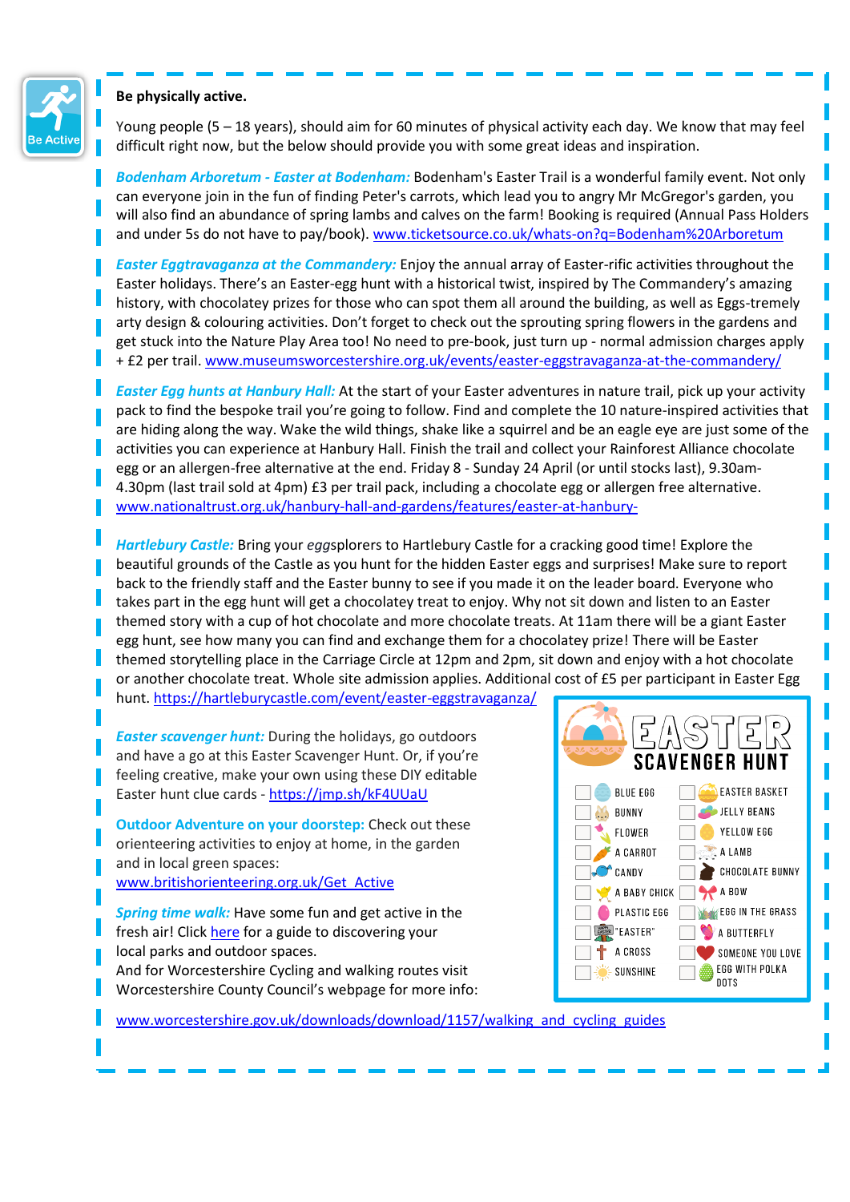Be Active

**Be physically active.**

Young people (5 – 18 years), should aim for 60 minutes of physical activity each day. We know that may feel difficult right now, but the below should provide you with some great ideas and inspiration.

***Bodenham Arboretum - Easter at Bodenham:*** Bodenham's Easter Trail is a wonderful family event. Not only can everyone join in the fun of finding Peter's carrots, which lead you to angry Mr McGregor's garden, you will also find an abundance of spring lambs and calves on the farm! Booking is required (Annual Pass Holders and under 5s do not have to pay/book). www.ticketsource.co.uk/whats-on?q=Bodenham%20Arboretum

***Easter Eggtravaganza at the Commandery:*** Enjoy the annual array of Easter-rific activities throughout the Easter holidays. There's an Easter-egg hunt with a historical twist, inspired by The Commandery's amazing history, with chocolatey prizes for those who can spot them all around the building, as well as Eggs-tremely arty design & colouring activities. Don't forget to check out the sprouting spring flowers in the gardens and get stuck into the Nature Play Area too! No need to pre-book, just turn up - normal admission charges apply + £2 per trail. www.museumsworcestershire.org.uk/events/easter-eggstravaganza-at-the-commandery/

***Easter Egg hunts at Hanbury Hall:*** At the start of your Easter adventures in nature trail, pick up your activity pack to find the bespoke trail you're going to follow. Find and complete the 10 nature-inspired activities that are hiding along the way. Wake the wild things, shake like a squirrel and be an eagle eye are just some of the activities you can experience at Hanbury Hall. Finish the trail and collect your Rainforest Alliance chocolate egg or an allergen-free alternative at the end. Friday 8 - Sunday 24 April (or until stocks last), 9.30am-4.30pm (last trail sold at 4pm) £3 per trail pack, including a chocolate egg or allergen free alternative. www.nationaltrust.org.uk/hanbury-hall-and-gardens/features/easter-at-hanbury-

***Hartlebury Castle:*** Bring your *egg*splorers to Hartlebury Castle for a cracking good time! Explore the beautiful grounds of the Castle as you hunt for the hidden Easter eggs and surprises! Make sure to report back to the friendly staff and the Easter bunny to see if you made it on the leader board. Everyone who takes part in the egg hunt will get a chocolatey treat to enjoy. Why not sit down and listen to an Easter themed story with a cup of hot chocolate and more chocolate treats. At 11am there will be a giant Easter egg hunt, see how many you can find and exchange them for a chocolatey prize! There will be Easter themed storytelling place in the Carriage Circle at 12pm and 2pm, sit down and enjoy with a hot chocolate or another chocolate treat. Whole site admission applies. Additional cost of £5 per participant in Easter Egg hunt. https://hartleburycastle.com/event/easter-eggstravaganza/

***Easter scavenger hunt:*** During the holidays, go outdoors and have a go at this Easter Scavenger Hunt. Or, if you're feeling creative, make your own using these DIY editable Easter hunt clue cards - https://jmp.sh/kF4UUaU

**Outdoor Adventure on your doorstep:** Check out these orienteering activities to enjoy at home, in the garden and in local green spaces: www.britishorienteering.org.uk/Get_Active

***Spring time walk:*** Have some fun and get active in the fresh air! Click here for a guide to discovering your local parks and outdoor spaces.
And for Worcestershire Cycling and walking routes visit Worcestershire County Council's webpage for more info:

www.worcestershire.gov.uk/downloads/download/1157/walking_and_cycling_guides

**EASTER SCAVENGER HUNT**

- [ ] BLUE EGG
- [ ] BUNNY
- [ ] FLOWER
- [ ] A CARROT
- [ ] CANDY
- [ ] A BABY CHICK
- [ ] PLASTIC EGG
- [ ] "EASTER"
- [ ] A CROSS
- [ ] SUNSHINE
- [ ] EASTER BASKET
- [ ] JELLY BEANS
- [ ] YELLOW EGG
- [ ] A LAMB
- [ ] CHOCOLATE BUNNY
- [ ] A BOW
- [ ] EGG IN THE GRASS
- [ ] A BUTTERFLY
- [ ] SOMEONE YOU LOVE
- [ ] EGG WITH POLKA DOTS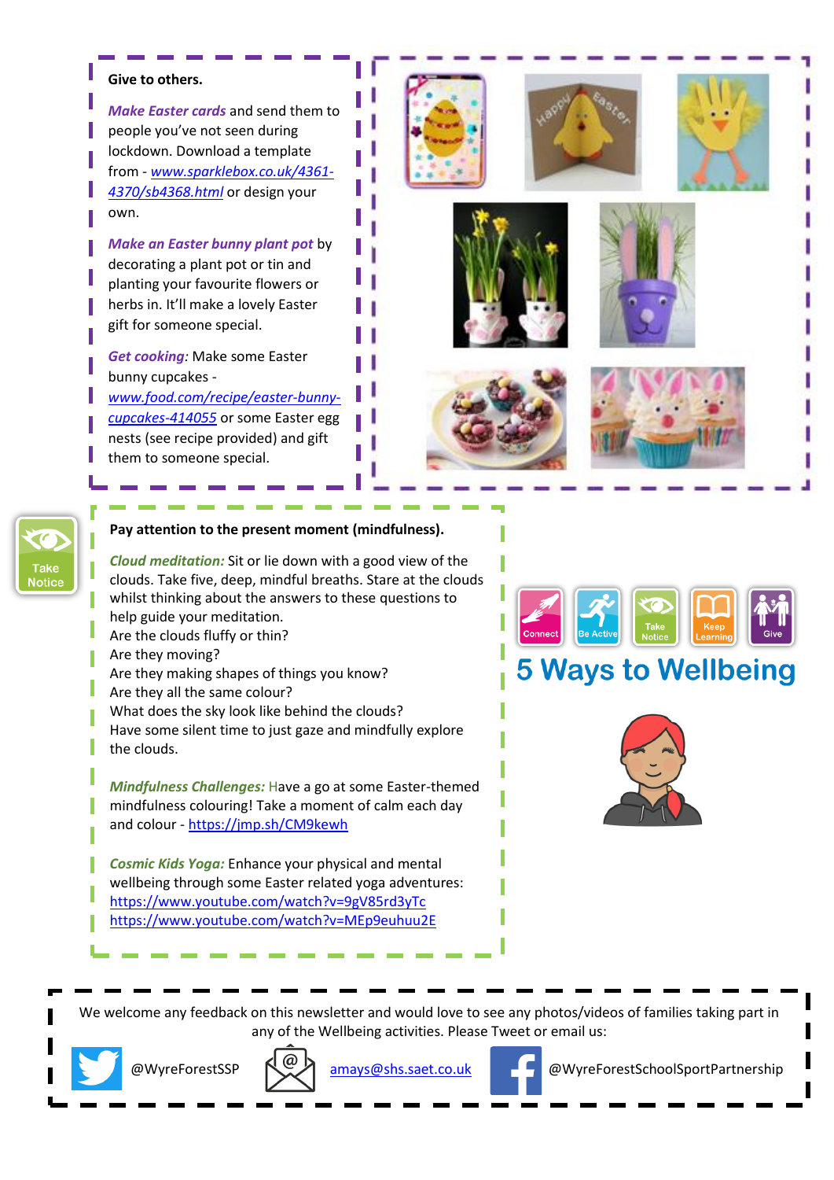**Give to others.**

***Make Easter cards*** and send them to people you've not seen during lockdown. Download a template from - [www.sparklebox.co.uk/4361-4370/sb4368.html](www.sparklebox.co.uk/4361-4370/sb4368.html) or design your own.

***Make an Easter bunny plant pot*** by decorating a plant pot or tin and planting your favourite flowers or herbs in. It'll make a lovely Easter gift for someone special.

***Get cooking:*** Make some Easter bunny cupcakes - [www.food.com/recipe/easter-bunny-cupcakes-414055](www.food.com/recipe/easter-bunny-cupcakes-414055) or some Easter egg nests (see recipe provided) and gift them to someone special.

Take Notice

**Pay attention to the present moment (mindfulness).**

***Cloud meditation:*** Sit or lie down with a good view of the clouds. Take five, deep, mindful breaths. Stare at the clouds whilst thinking about the answers to these questions to help guide your meditation.
Are the clouds fluffy or thin?
Are they moving?
Are they making shapes of things you know?
Are they all the same colour?
What does the sky look like behind the clouds?
Have some silent time to just gaze and mindfully explore the clouds.

***Mindfulness Challenges:*** Have a go at some Easter-themed mindfulness colouring! Take a moment of calm each day and colour - [https://jmp.sh/CM9kewh](https://jmp.sh/CM9kewh)

***Cosmic Kids Yoga:*** Enhance your physical and mental wellbeing through some Easter related yoga adventures:
[https://www.youtube.com/watch?v=9gV85rd3yTc](https://www.youtube.com/watch?v=9gV85rd3yTc)
[https://www.youtube.com/watch?v=MEp9euhuu2E](https://www.youtube.com/watch?v=MEp9euhuu2E)

Connect | Be Active | Take Notice | Keep Learning | Give

# 5 Ways to Wellbeing

We welcome any feedback on this newsletter and would love to see any photos/videos of families taking part in any of the Wellbeing activities. Please Tweet or email us:

@WyreForestSSP [amays@shs.saet.co.uk](mailto:amays@shs.saet.co.uk) @WyreForestSchoolSportPartnership